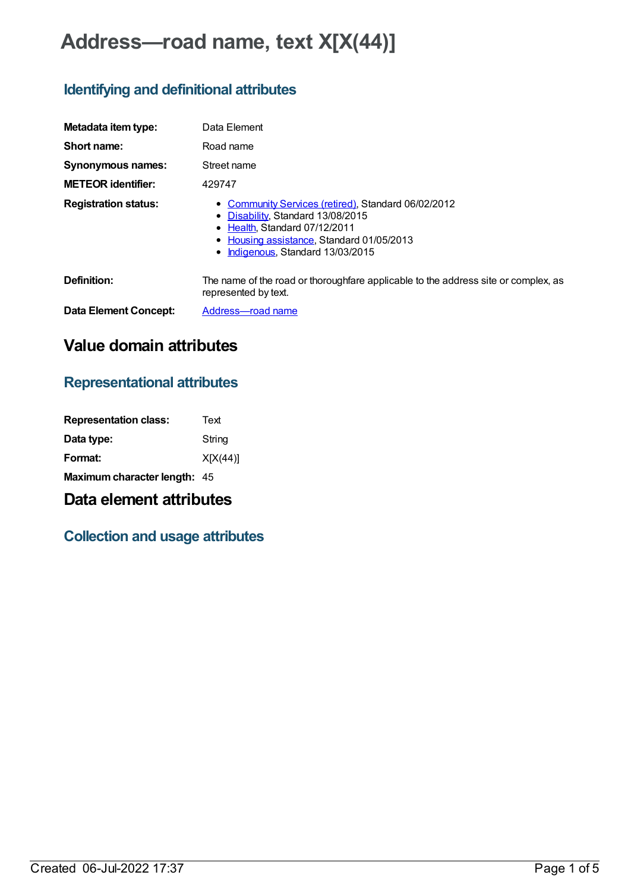# Address—road name, text X[X(44)]

## Identifying and definitional attributes

**Metadata item type:** Data Element

**Short name:** Road name

**Synonymous names:** Street name

**METEOR identifier:** 429747

**Registration status:**

- Community Services (retired), Standard 06/02/2012
- Disability, Standard 13/08/2015
- Health, Standard 07/12/2011
- Housing assistance, Standard 01/05/2013
- Indigenous, Standard 13/03/2015

**Definition:** The name of the road or thoroughfare applicable to the address site or complex, as represented by text.

**Data Element Concept:** Address—road name

# Value domain attributes

## Representational attributes

**Representation class:** Text

**Data type:** String

**Format:** X[X(44)]

**Maximum character length:** 45

# Data element attributes

## Collection and usage attributes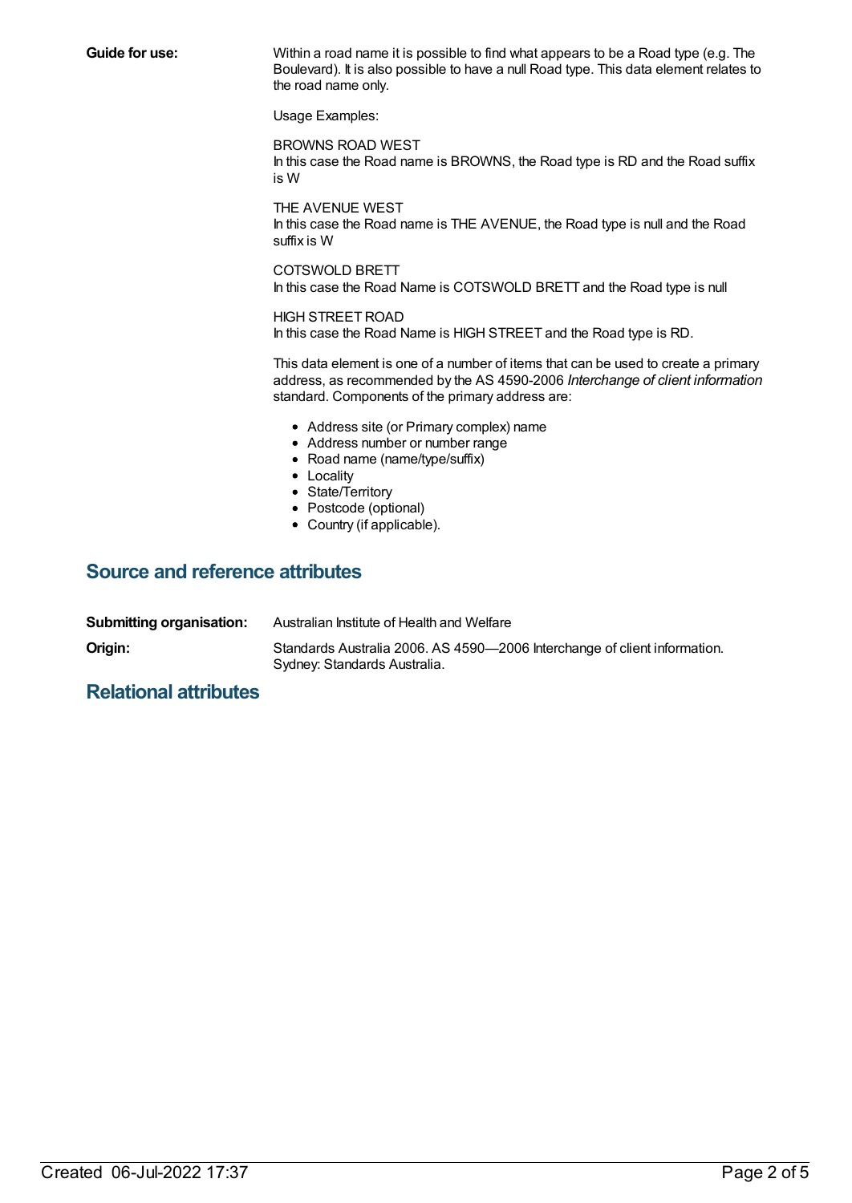**Guide for use:**

Within a road name it is possible to find what appears to be a Road type (e.g. The Boulevard). It is also possible to have a null Road type. This data element relates to the road name only.

Usage Examples:

BROWNS ROAD WEST
In this case the Road name is BROWNS, the Road type is RD and the Road suffix is W

THE AVENUE WEST
In this case the Road name is THE AVENUE, the Road type is null and the Road suffix is W

COTSWOLD BRETT
In this case the Road Name is COTSWOLD BRETT and the Road type is null

HIGH STREET ROAD
In this case the Road Name is HIGH STREET and the Road type is RD.

This data element is one of a number of items that can be used to create a primary address, as recommended by the AS 4590-2006 *Interchange of client information* standard. Components of the primary address are:

- Address site (or Primary complex) name
- Address number or number range
- Road name (name/type/suffix)
- Locality
- State/Territory
- Postcode (optional)
- Country (if applicable).

## Source and reference attributes

**Submitting organisation:** Australian Institute of Health and Welfare

**Origin:** Standards Australia 2006. AS 4590—2006 Interchange of client information. Sydney: Standards Australia.

## Relational attributes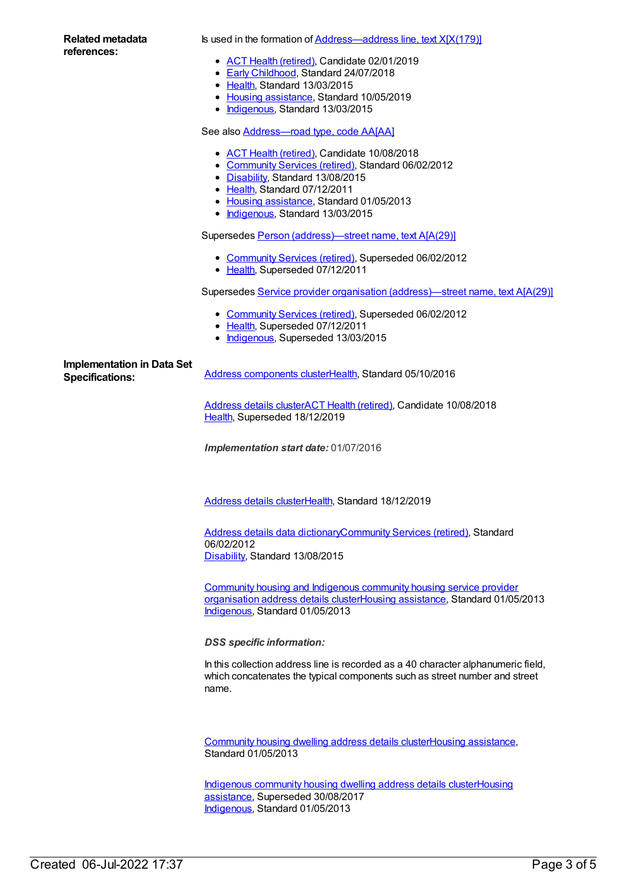**Related metadata references:**

Is used in the formation of Address—address line, text X[X(179)]

- ACT Health (retired), Candidate 02/01/2019
- Early Childhood, Standard 24/07/2018
- Health, Standard 13/03/2015
- Housing assistance, Standard 10/05/2019
- Indigenous, Standard 13/03/2015

See also Address—road type, code AA[AA]

- ACT Health (retired), Candidate 10/08/2018
- Community Services (retired), Standard 06/02/2012
- Disability, Standard 13/08/2015
- Health, Standard 07/12/2011
- Housing assistance, Standard 01/05/2013
- Indigenous, Standard 13/03/2015

Supersedes Person (address)—street name, text A[A(29)]

- Community Services (retired), Superseded 06/02/2012
- Health, Superseded 07/12/2011

Supersedes Service provider organisation (address)—street name, text A[A(29)]

- Community Services (retired), Superseded 06/02/2012
- Health, Superseded 07/12/2011
- Indigenous, Superseded 13/03/2015

**Implementation in Data Set Specifications:**

Address components clusterHealth, Standard 05/10/2016

Address details clusterACT Health (retired), Candidate 10/08/2018
Health, Superseded 18/12/2019

***Implementation start date:*** 01/07/2016

Address details clusterHealth, Standard 18/12/2019

Address details data dictionaryCommunity Services (retired), Standard 06/02/2012
Disability, Standard 13/08/2015

Community housing and Indigenous community housing service provider organisation address details clusterHousing assistance, Standard 01/05/2013
Indigenous, Standard 01/05/2013

***DSS specific information:***

In this collection address line is recorded as a 40 character alphanumeric field, which concatenates the typical components such as street number and street name.

Community housing dwelling address details clusterHousing assistance, Standard 01/05/2013

Indigenous community housing dwelling address details clusterHousing assistance, Superseded 30/08/2017
Indigenous, Standard 01/05/2013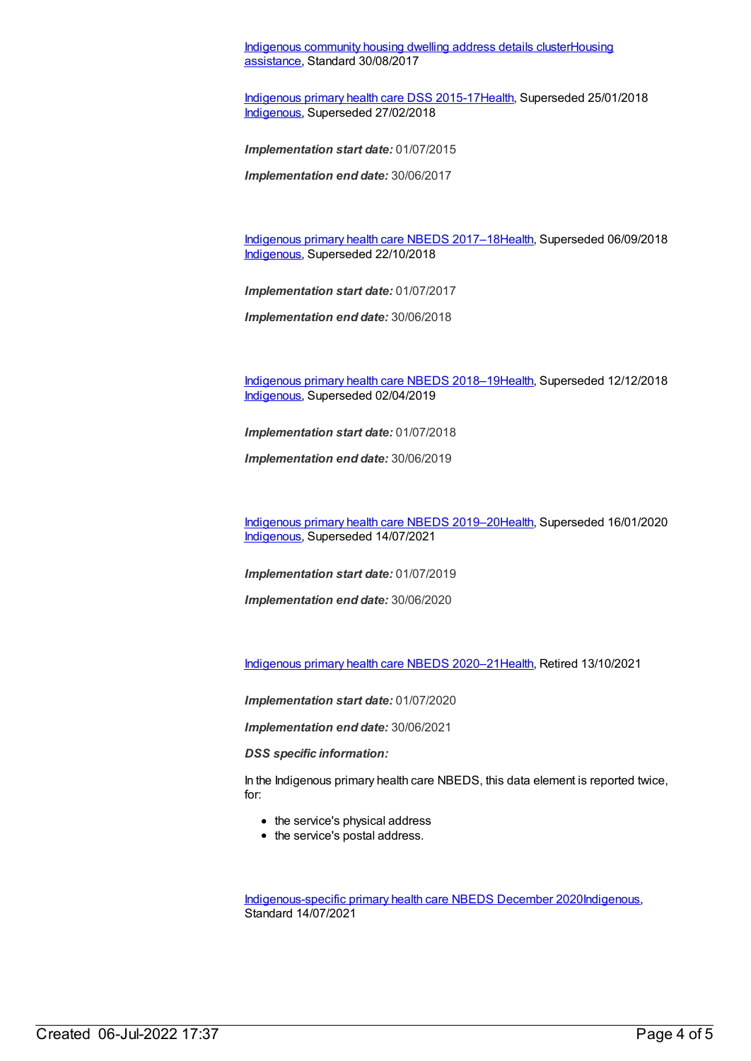Indigenous community housing dwelling address details clusterHousing assistance, Standard 30/08/2017

Indigenous primary health care DSS 2015-17Health, Superseded 25/01/2018
Indigenous, Superseded 27/02/2018

***Implementation start date:*** 01/07/2015

***Implementation end date:*** 30/06/2017

Indigenous primary health care NBEDS 2017–18Health, Superseded 06/09/2018
Indigenous, Superseded 22/10/2018

***Implementation start date:*** 01/07/2017

***Implementation end date:*** 30/06/2018

Indigenous primary health care NBEDS 2018–19Health, Superseded 12/12/2018
Indigenous, Superseded 02/04/2019

***Implementation start date:*** 01/07/2018

***Implementation end date:*** 30/06/2019

Indigenous primary health care NBEDS 2019–20Health, Superseded 16/01/2020
Indigenous, Superseded 14/07/2021

***Implementation start date:*** 01/07/2019

***Implementation end date:*** 30/06/2020

Indigenous primary health care NBEDS 2020–21Health, Retired 13/10/2021

***Implementation start date:*** 01/07/2020

***Implementation end date:*** 30/06/2021

***DSS specific information:***

In the Indigenous primary health care NBEDS, this data element is reported twice, for:

- the service's physical address
- the service's postal address.

Indigenous-specific primary health care NBEDS December 2020Indigenous, Standard 14/07/2021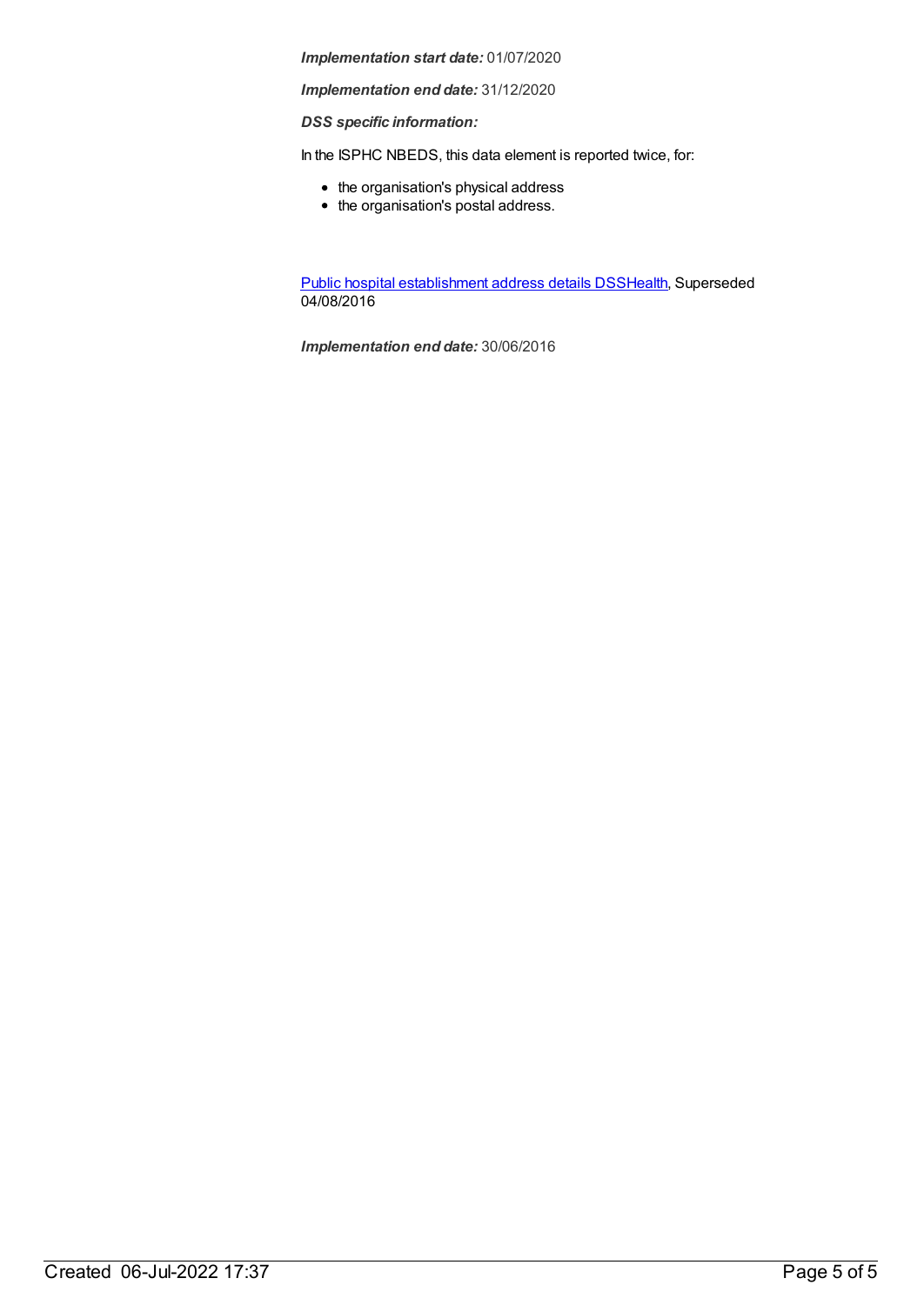***Implementation start date:*** 01/07/2020

***Implementation end date:*** 31/12/2020

***DSS specific information:***

In the ISPHC NBEDS, this data element is reported twice, for:

- the organisation's physical address
- the organisation's postal address.

Public hospital establishment address details DSSHealth, Superseded 04/08/2016

***Implementation end date:*** 30/06/2016